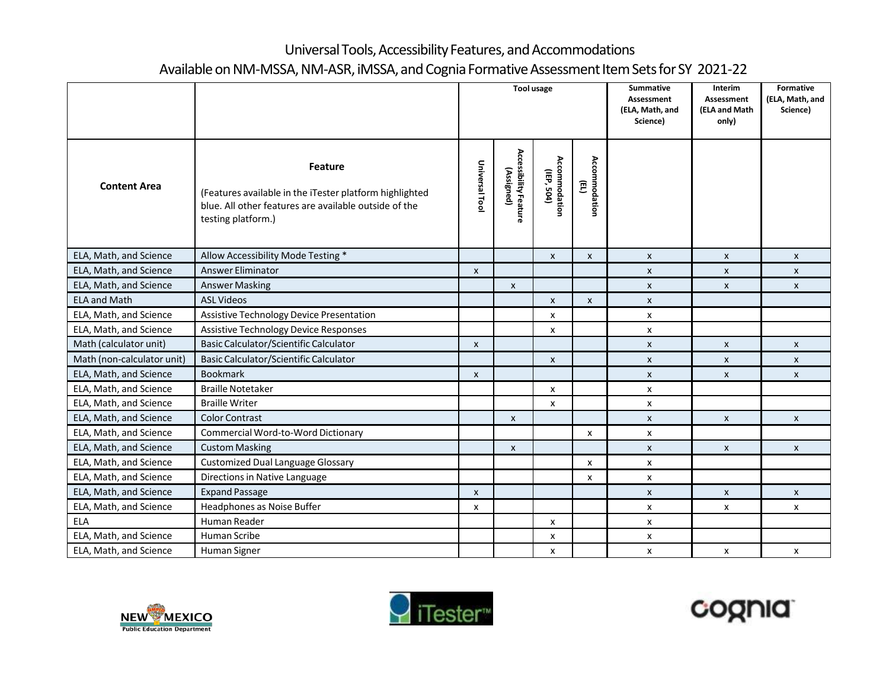# Universal Tools, Accessibility Features, and Accommodations

## Available on NM-MSSA, NM-ASR, iMSSA, and Cognia Formative Assessment Item Sets for SY 2021-22

| Content Area | Feature (Features available in the iTester platform highlighted blue. All other features are available outside of the testing platform.) | Tool usage | | | | Summative Assessment (ELA, Math, and Science) | Interim Assessment (ELA and Math only) | Formative (ELA, Math, and Science) |
|---|---|---|---|---|---|---|---|---|
| | | Universal Tool | Accessibility Feature (Assigned) | Accommodation (IEP, 504) | Accommodation (EL) | | | |
| ELA, Math, and Science | Allow Accessibility Mode Testing * | | | x | x | x | x | x |
| ELA, Math, and Science | Answer Eliminator | x | | | | x | x | x |
| ELA, Math, and Science | Answer Masking | | x | | | x | x | x |
| ELA and Math | ASL Videos | | | x | x | x | | |
| ELA, Math, and Science | Assistive Technology Device Presentation | | | x | | x | | |
| ELA, Math, and Science | Assistive Technology Device Responses | | | x | | x | | |
| Math (calculator unit) | Basic Calculator/Scientific Calculator | x | | | | x | x | x |
| Math (non-calculator unit) | Basic Calculator/Scientific Calculator | | | x | | x | x | x |
| ELA, Math, and Science | Bookmark | x | | | | x | x | x |
| ELA, Math, and Science | Braille Notetaker | | | x | | x | | |
| ELA, Math, and Science | Braille Writer | | | x | | x | | |
| ELA, Math, and Science | Color Contrast | | x | | | x | x | x |
| ELA, Math, and Science | Commercial Word-to-Word Dictionary | | | | x | x | | |
| ELA, Math, and Science | Custom Masking | | x | | | x | x | x |
| ELA, Math, and Science | Customized Dual Language Glossary | | | | x | x | | |
| ELA, Math, and Science | Directions in Native Language | | | | x | x | | |
| ELA, Math, and Science | Expand Passage | x | | | | x | x | x |
| ELA, Math, and Science | Headphones as Noise Buffer | x | | | | x | x | x |
| ELA | Human Reader | | | x | | x | | |
| ELA, Math, and Science | Human Scribe | | | x | | x | | |
| ELA, Math, and Science | Human Signer | | | x | | x | x | x |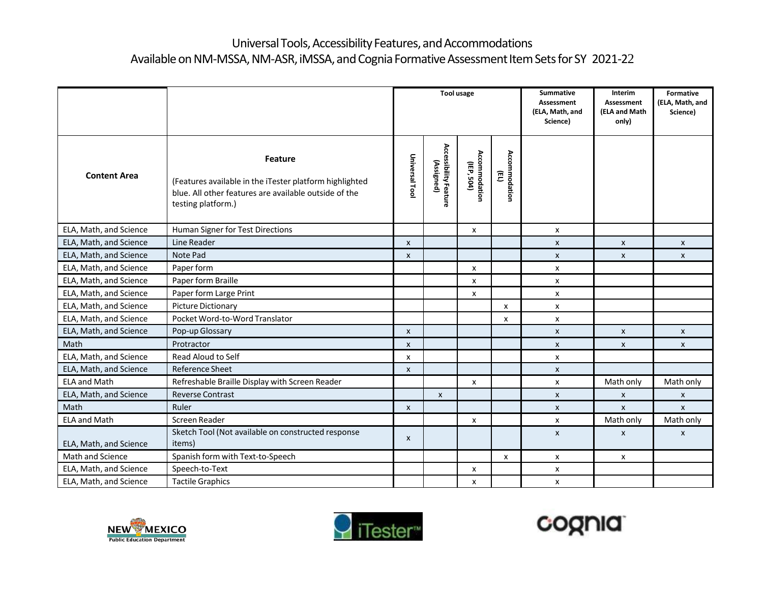# Universal Tools, Accessibility Features, and Accommodations Available on NM-MSSA, NM-ASR, iMSSA, and Cognia Formative Assessment Item Sets for SY 2021-22

| Content Area | Feature<br>(Features available in the iTester platform highlighted blue. All other features are available outside of the testing platform.) | Tool usage | | | | Summative Assessment (ELA, Math, and Science) | Interim Assessment (ELA and Math only) | Formative (ELA, Math, and Science) |
|---|---|---|---|---|---|---|---|---|
| | | Universal Tool | Accessibility Feature (Assigned) | Accommodation (IEP, 504) | Accommodation (EL) | | | |
| ELA, Math, and Science | Human Signer for Test Directions | | | x | | x | | |
| ELA, Math, and Science | Line Reader | x | | | | x | x | x |
| ELA, Math, and Science | Note Pad | x | | | | x | x | x |
| ELA, Math, and Science | Paper form | | | x | | x | | |
| ELA, Math, and Science | Paper form Braille | | | x | | x | | |
| ELA, Math, and Science | Paper form Large Print | | | x | | x | | |
| ELA, Math, and Science | Picture Dictionary | | | | x | x | | |
| ELA, Math, and Science | Pocket Word-to-Word Translator | | | | x | x | | |
| ELA, Math, and Science | Pop-up Glossary | x | | | | x | x | x |
| Math | Protractor | x | | | | x | x | x |
| ELA, Math, and Science | Read Aloud to Self | x | | | | x | | |
| ELA, Math, and Science | Reference Sheet | x | | | | x | | |
| ELA and Math | Refreshable Braille Display with Screen Reader | | | x | | x | Math only | Math only |
| ELA, Math, and Science | Reverse Contrast | | x | | | x | x | x |
| Math | Ruler | x | | | | x | x | x |
| ELA and Math | Screen Reader | | | x | | x | Math only | Math only |
| ELA, Math, and Science | Sketch Tool (Not available on constructed response items) | x | | | | x | x | x |
| Math and Science | Spanish form with Text-to-Speech | | | | x | x | x | |
| ELA, Math, and Science | Speech-to-Text | | | x | | x | | |
| ELA, Math, and Science | Tactile Graphics | | | x | | x | | |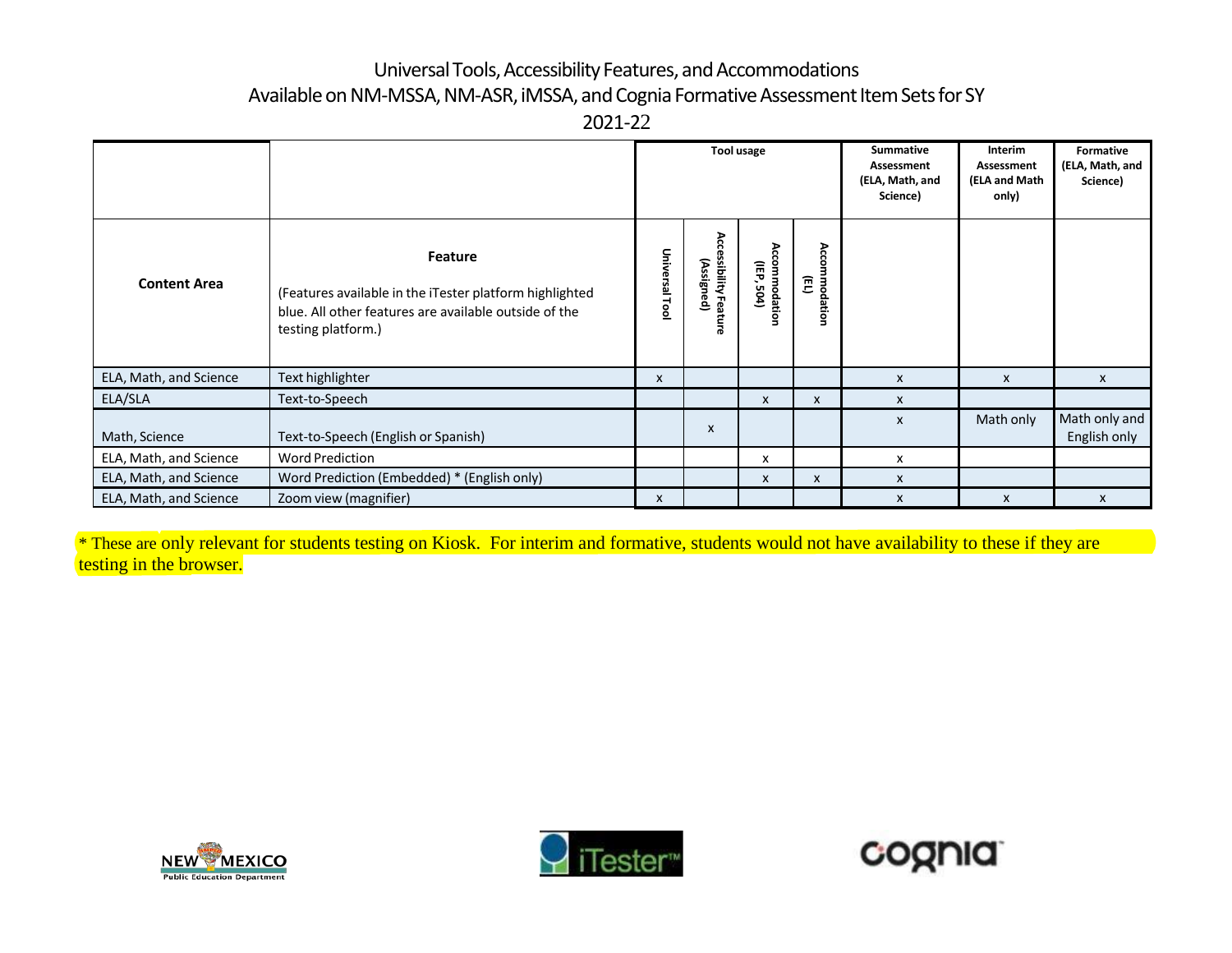# Universal Tools, Accessibility Features, and Accommodations Available on NM-MSSA, NM-ASR, iMSSA, and Cognia Formative Assessment Item Sets for SY 2021-22

| | | Tool usage | | | | Summative Assessment (ELA, Math, and Science) | Interim Assessment (ELA and Math only) | Formative (ELA, Math, and Science) |
|---|---|---|---|---|---|---|---|---|
| **Content Area** | **Feature** (Features available in the iTester platform highlighted blue. All other features are available outside of the testing platform.) | **Universal Tool** | **Accessibility Feature (Assigned)** | **Accommodation (IEP, 504)** | **Accommodation (EL)** | | | |
| ELA, Math, and Science | Text highlighter | x | | | | x | x | x |
| ELA/SLA | Text-to-Speech | | | x | x | x | | |
| Math, Science | Text-to-Speech (English or Spanish) | | x | | | x | Math only | Math only and English only |
| ELA, Math, and Science | Word Prediction | | | x | | x | | |
| ELA, Math, and Science | Word Prediction (Embedded) * (English only) | | | x | x | x | | |
| ELA, Math, and Science | Zoom view (magnifier) | x | | | | x | x | x |

* These are only relevant for students testing on Kiosk. For interim and formative, students would not have availability to these if they are testing in the browser.